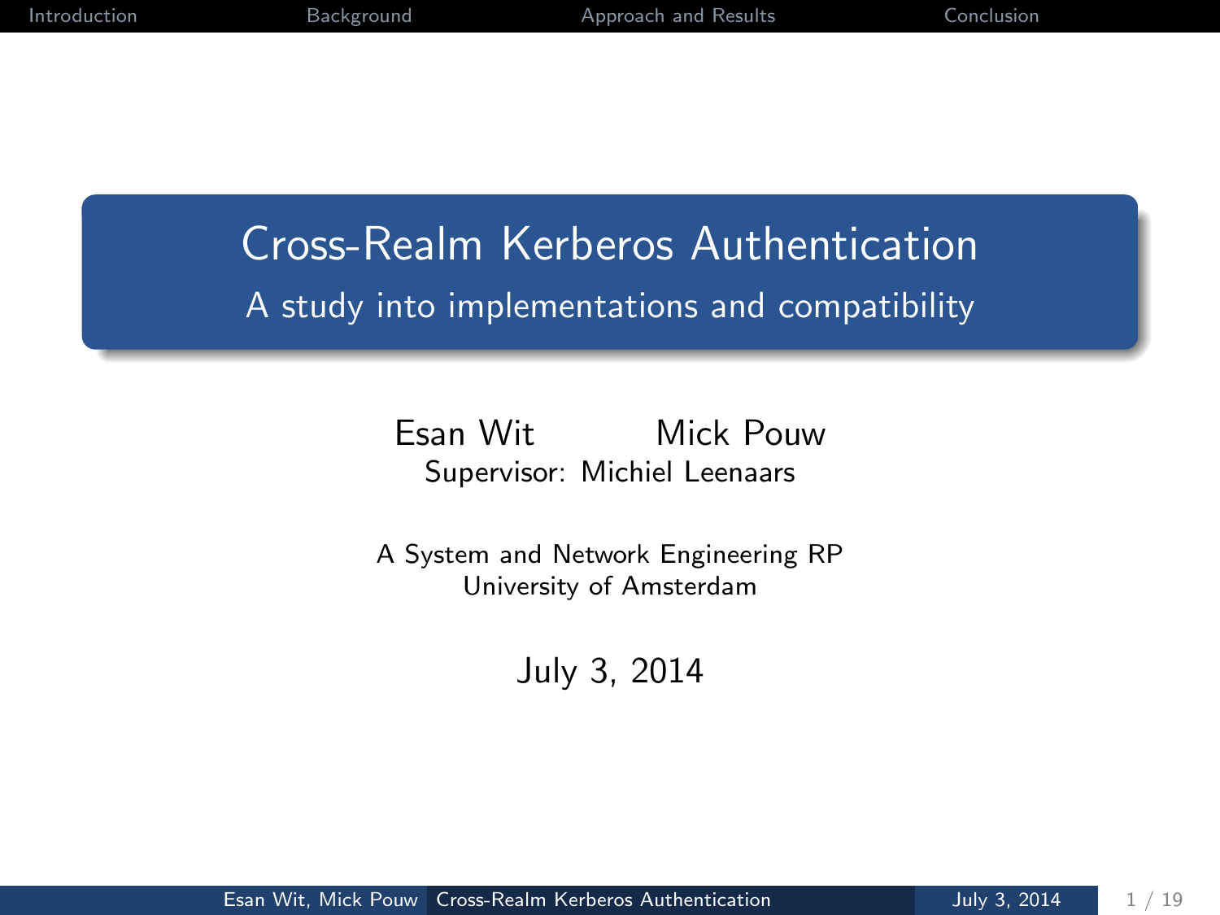# Cross-Realm Kerberos Authentication

## A study into implementations and compatibility

Esan Wit    Mick Pouw

Supervisor: Michiel Leenaars

A System and Network Engineering RP

University of Amsterdam

July 3, 2014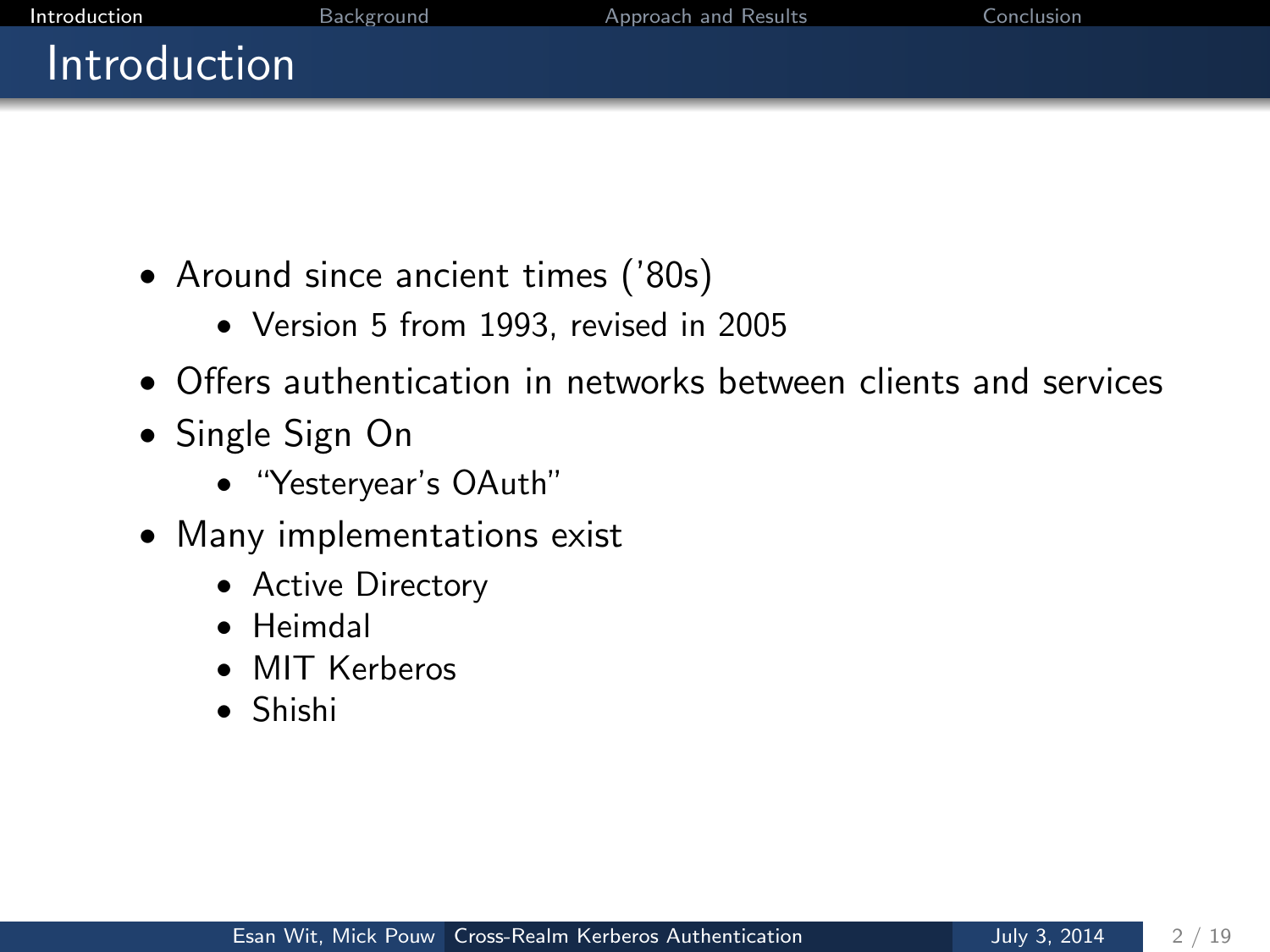# Introduction

- Around since ancient times ('80s)
  - Version 5 from 1993, revised in 2005
- Offers authentication in networks between clients and services
- Single Sign On
  - "Yesteryear's OAuth"
- Many implementations exist
  - Active Directory
  - Heimdal
  - MIT Kerberos
  - Shishi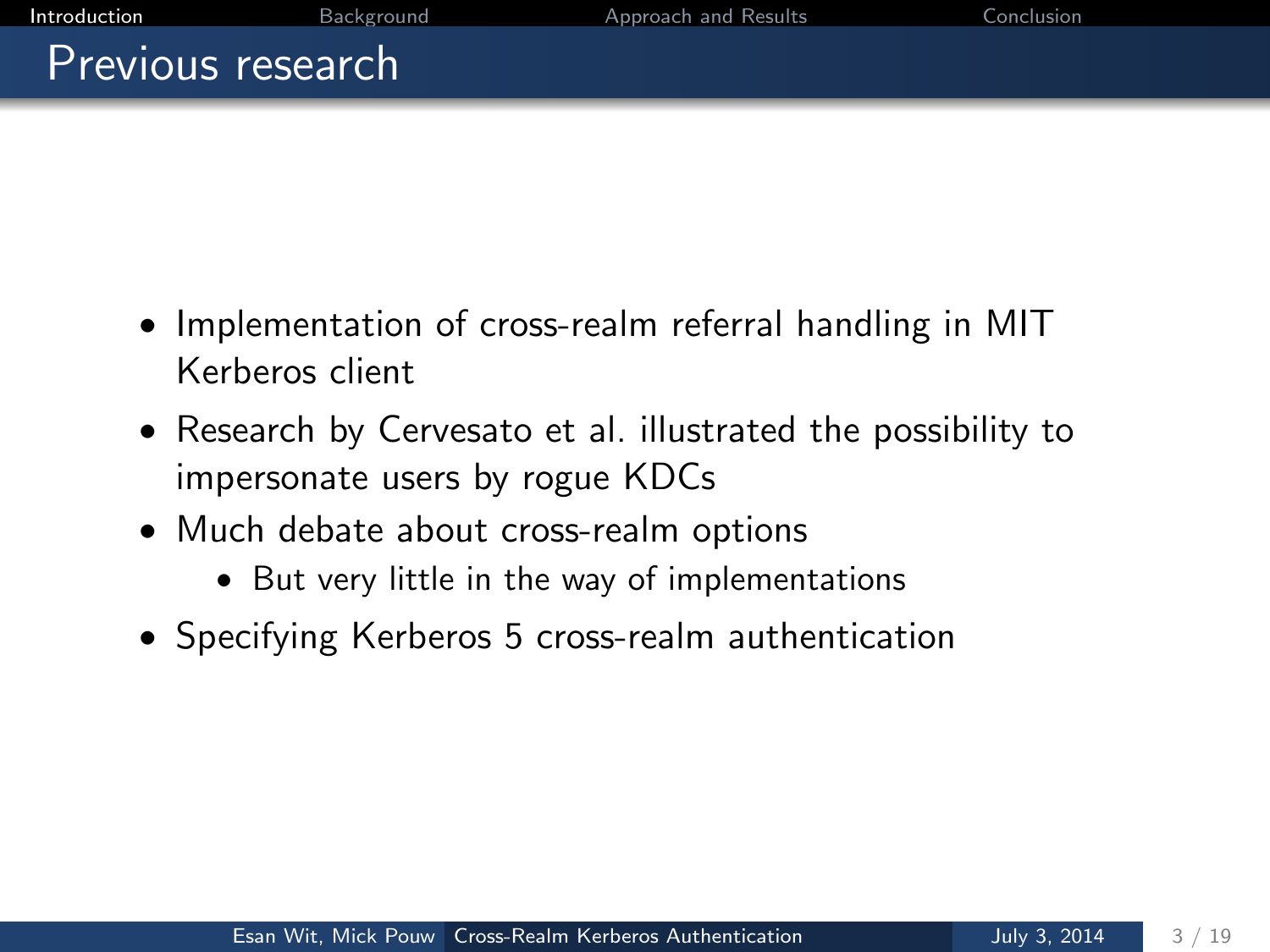# Previous research

- Implementation of cross-realm referral handling in MIT Kerberos client
- Research by Cervesato et al. illustrated the possibility to impersonate users by rogue KDCs
- Much debate about cross-realm options
  - But very little in the way of implementations
- Specifying Kerberos 5 cross-realm authentication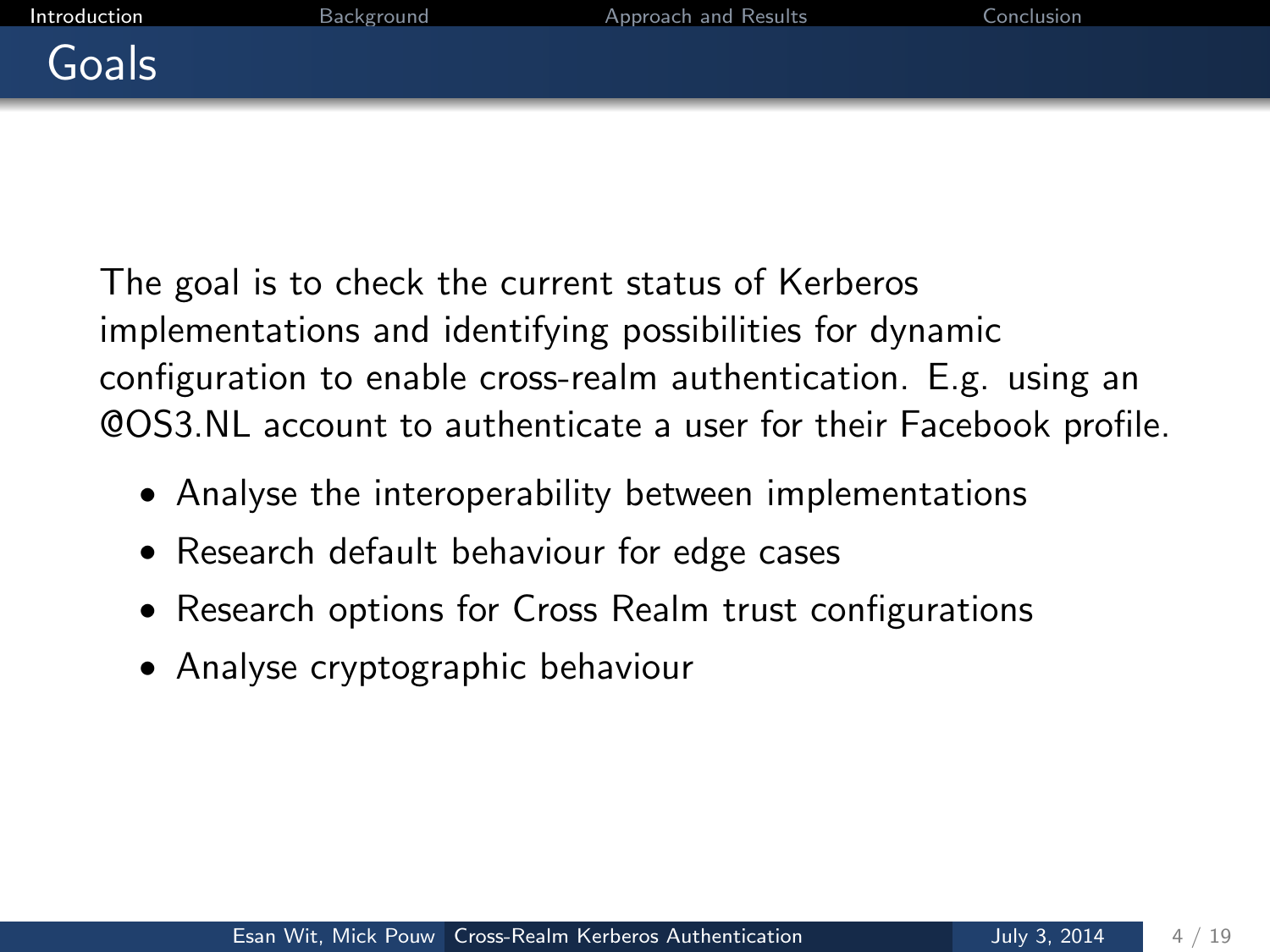# Goals

The goal is to check the current status of Kerberos implementations and identifying possibilities for dynamic configuration to enable cross-realm authentication. E.g. using an @OS3.NL account to authenticate a user for their Facebook profile.

- Analyse the interoperability between implementations
- Research default behaviour for edge cases
- Research options for Cross Realm trust configurations
- Analyse cryptographic behaviour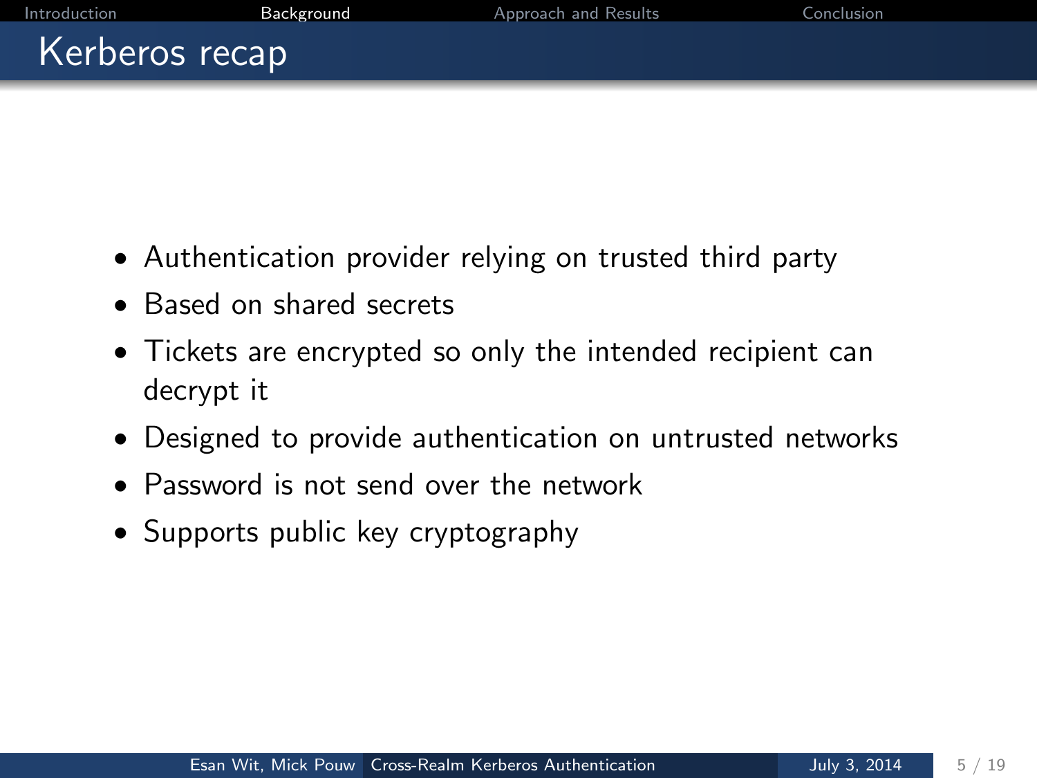## Kerberos recap

- Authentication provider relying on trusted third party
- Based on shared secrets
- Tickets are encrypted so only the intended recipient can decrypt it
- Designed to provide authentication on untrusted networks
- Password is not send over the network
- Supports public key cryptography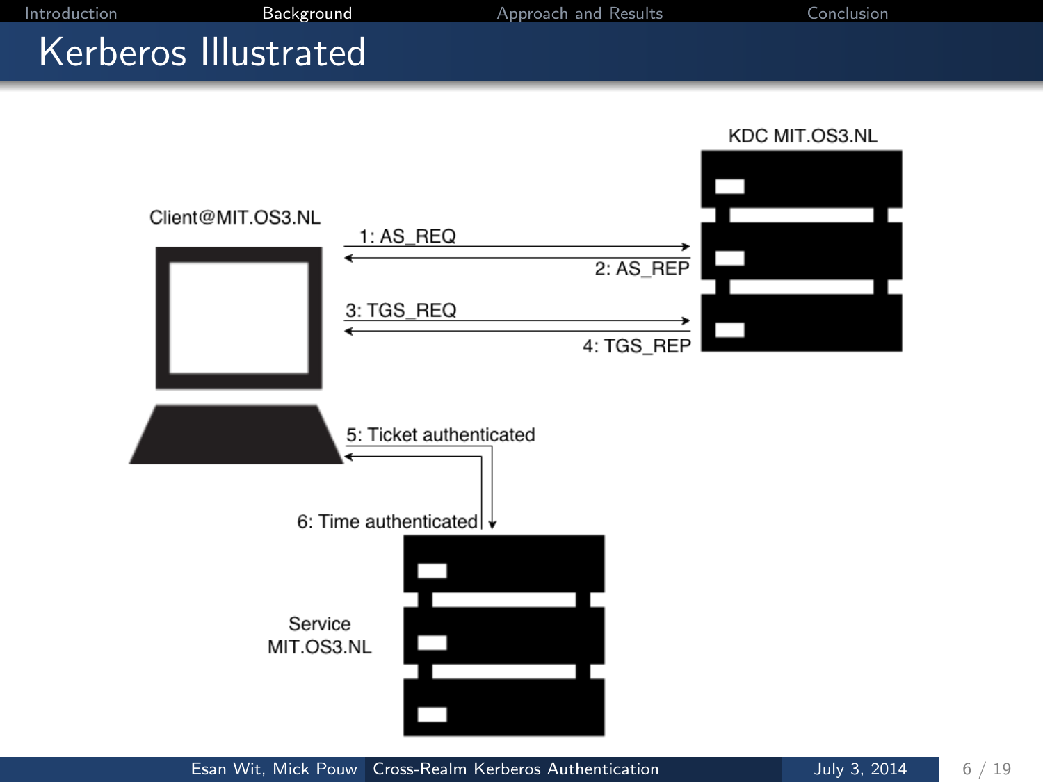# Kerberos Illustrated

KDC MIT.OS3.NL

Client@MIT.OS3.NL

1: AS_REQ

2: AS_REP

3: TGS_REQ

4: TGS_REP

5: Ticket authenticated

6: Time authenticated

Service MIT.OS3.NL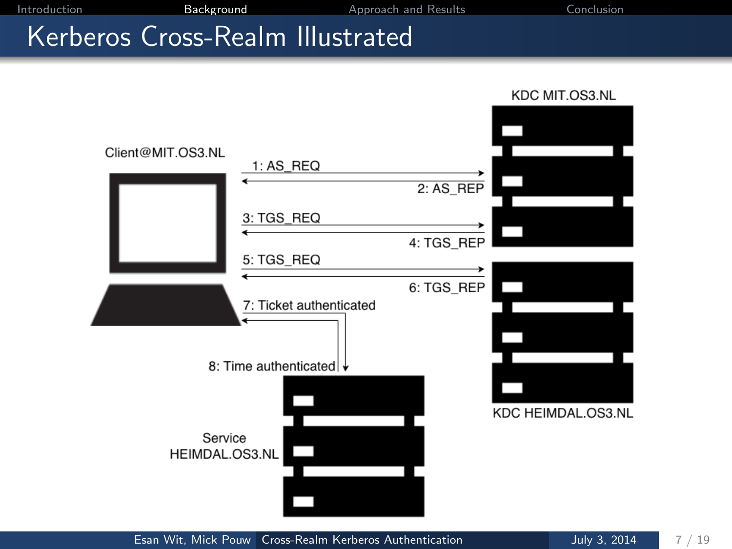# Kerberos Cross-Realm Illustrated

Client@MIT.OS3.NL

KDC MIT.OS3.NL

1: AS_REQ

2: AS_REP

3: TGS_REQ

4: TGS_REP

5: TGS_REQ

6: TGS_REP

7: Ticket authenticated

8: Time authenticated

KDC HEIMDAL.OS3.NL

Service HEIMDAL.OS3.NL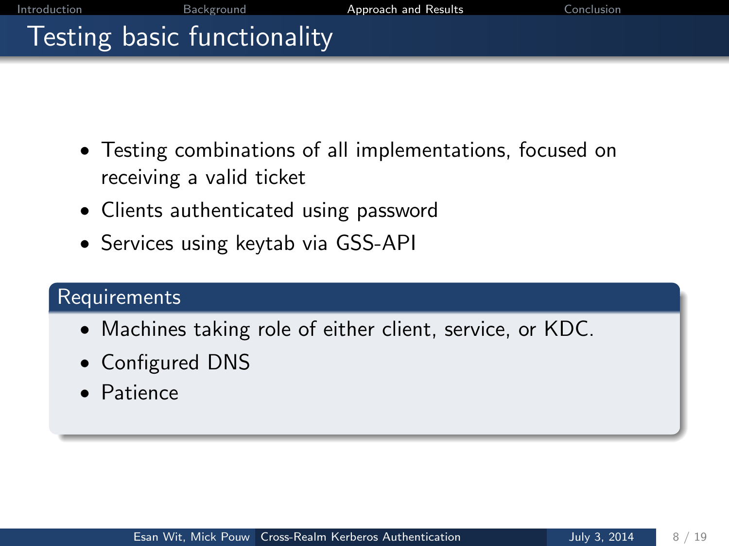# Testing basic functionality

- Testing combinations of all implementations, focused on receiving a valid ticket
- Clients authenticated using password
- Services using keytab via GSS-API

## Requirements

- Machines taking role of either client, service, or KDC.
- Configured DNS
- Patience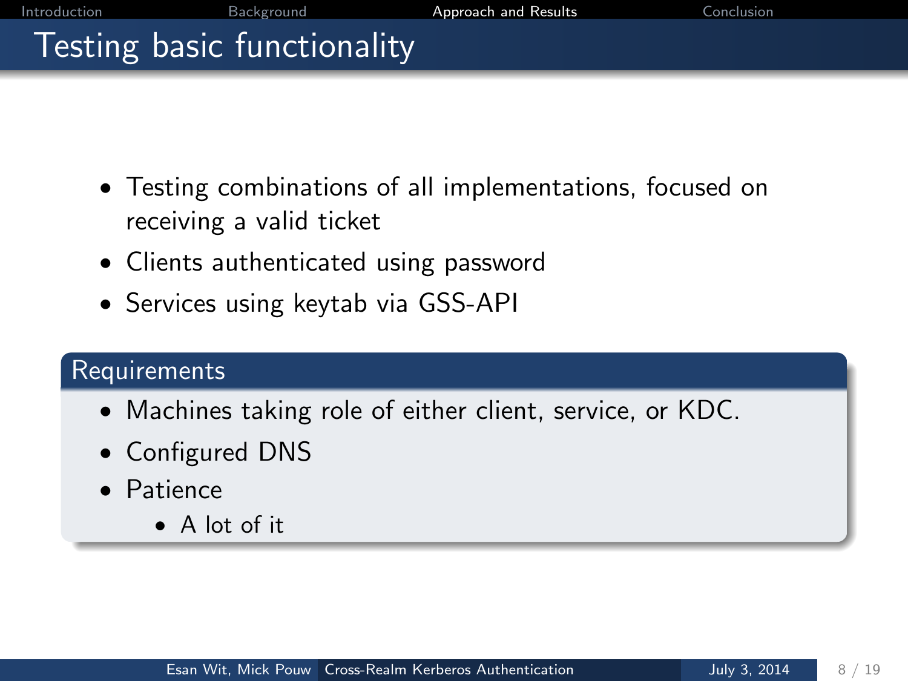# Testing basic functionality

- Testing combinations of all implementations, focused on receiving a valid ticket
- Clients authenticated using password
- Services using keytab via GSS-API

## Requirements

- Machines taking role of either client, service, or KDC.
- Configured DNS
- Patience
  - A lot of it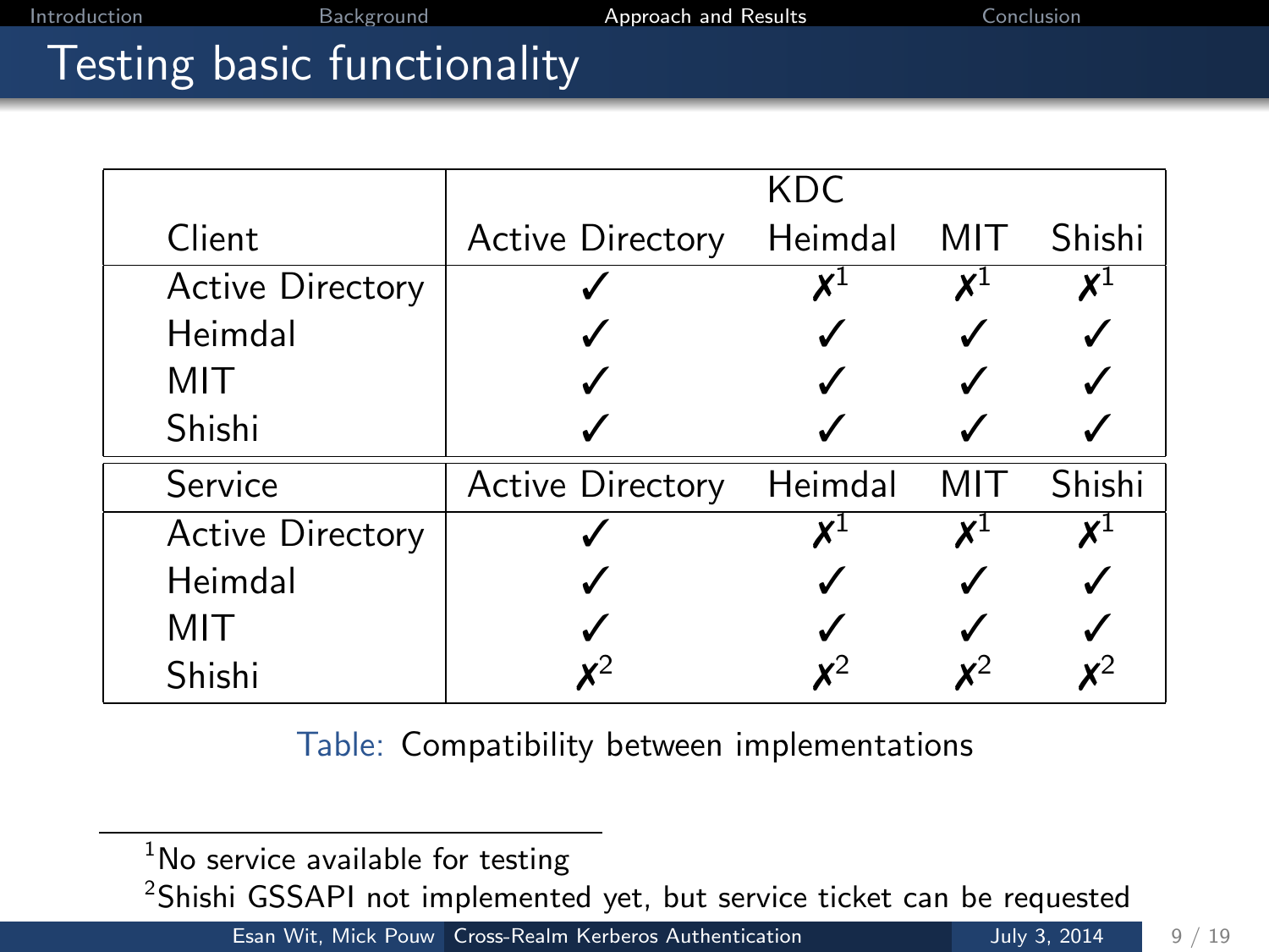# Testing basic functionality

| | KDC | | | |
|---|---|---|---|---|
| Client | Active Directory | Heimdal | MIT | Shishi |
| Active Directory | ✓ | ✗[1] | ✗[1] | ✗[1] |
| Heimdal | ✓ | ✓ | ✓ | ✓ |
| MIT | ✓ | ✓ | ✓ | ✓ |
| Shishi | ✓ | ✓ | ✓ | ✓ |
| Service | Active Directory | Heimdal | MIT | Shishi |
| Active Directory | ✓ | ✗[1] | ✗[1] | ✗[1] |
| Heimdal | ✓ | ✓ | ✓ | ✓ |
| MIT | ✓ | ✓ | ✓ | ✓ |
| Shishi | ✗[2] | ✗[2] | ✗[2] | ✗[2] |

Table: Compatibility between implementations

[1] No service available for testing

[2] Shishi GSSAPI not implemented yet, but service ticket can be requested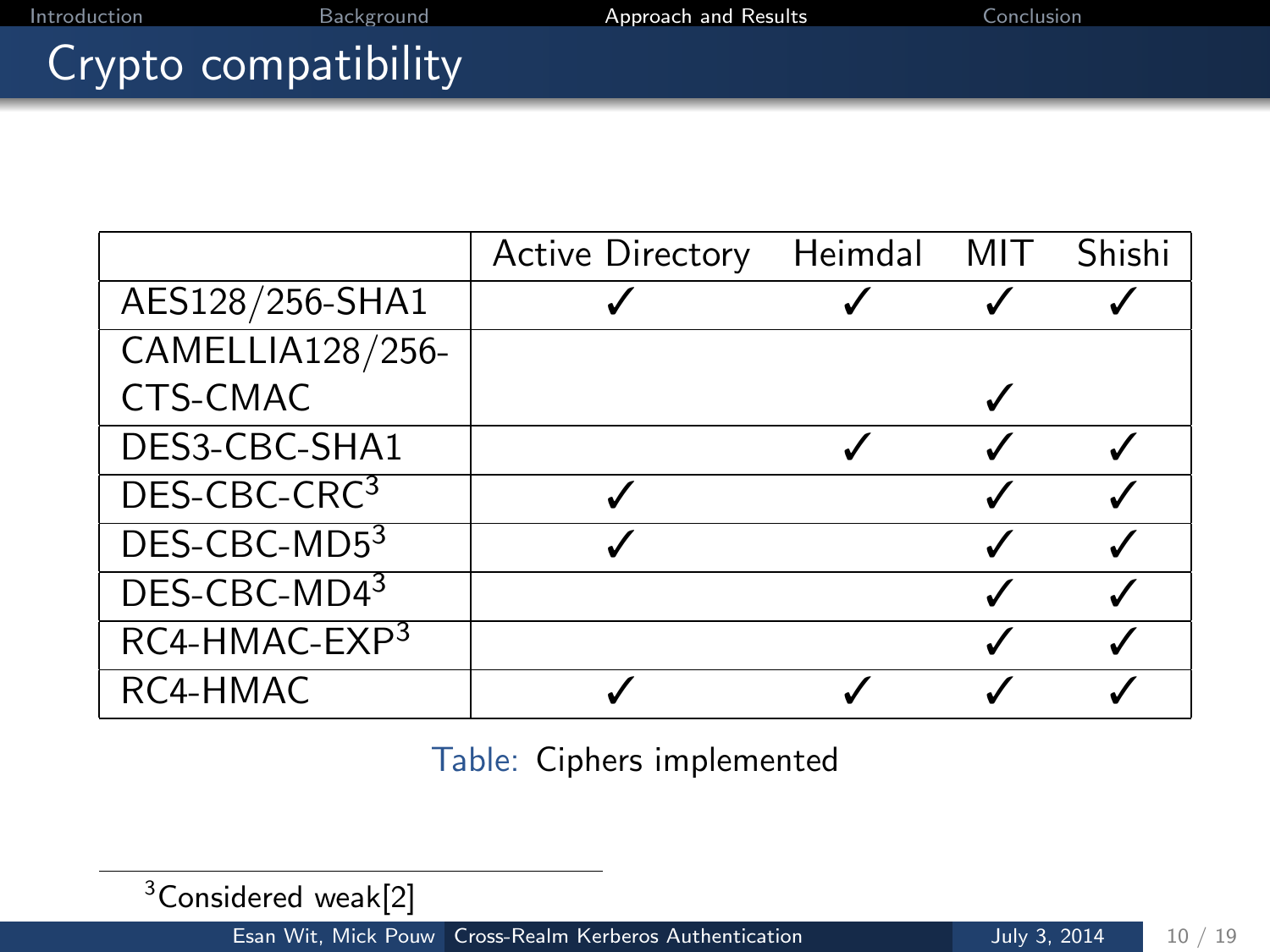# Crypto compatibility

| | Active Directory | Heimdal | MIT | Shishi |
|---|---|---|---|---|
| AES128/256-SHA1 | ✓ | ✓ | ✓ | ✓ |
| CAMELLIA128/256-CTS-CMAC | | | ✓ | |
| DES3-CBC-SHA1 | | ✓ | ✓ | ✓ |
| DES-CBC-CRC[3] | ✓ | | ✓ | ✓ |
| DES-CBC-MD5[3] | ✓ | | ✓ | ✓ |
| DES-CBC-MD4[3] | | | ✓ | ✓ |
| RC4-HMAC-EXP[3] | | | ✓ | ✓ |
| RC4-HMAC | ✓ | ✓ | ✓ | ✓ |

Table: Ciphers implemented

[3] Considered weak[2]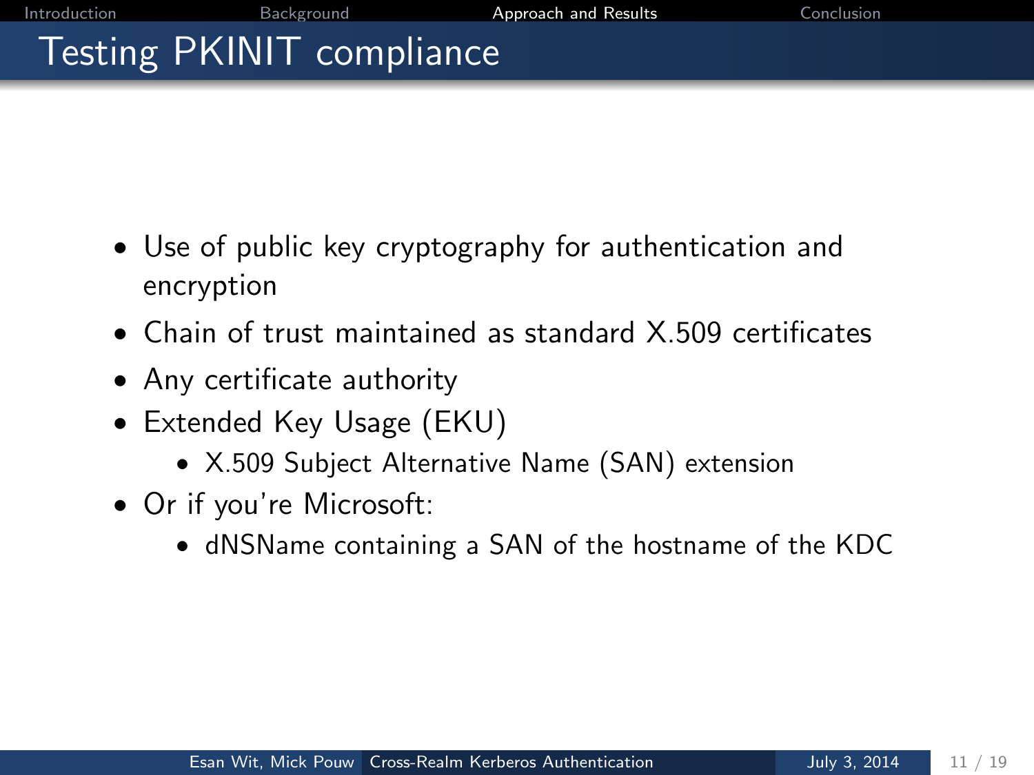# Testing PKINIT compliance

- Use of public key cryptography for authentication and encryption
- Chain of trust maintained as standard X.509 certificates
- Any certificate authority
- Extended Key Usage (EKU)
  - X.509 Subject Alternative Name (SAN) extension
- Or if you're Microsoft:
  - dNSName containing a SAN of the hostname of the KDC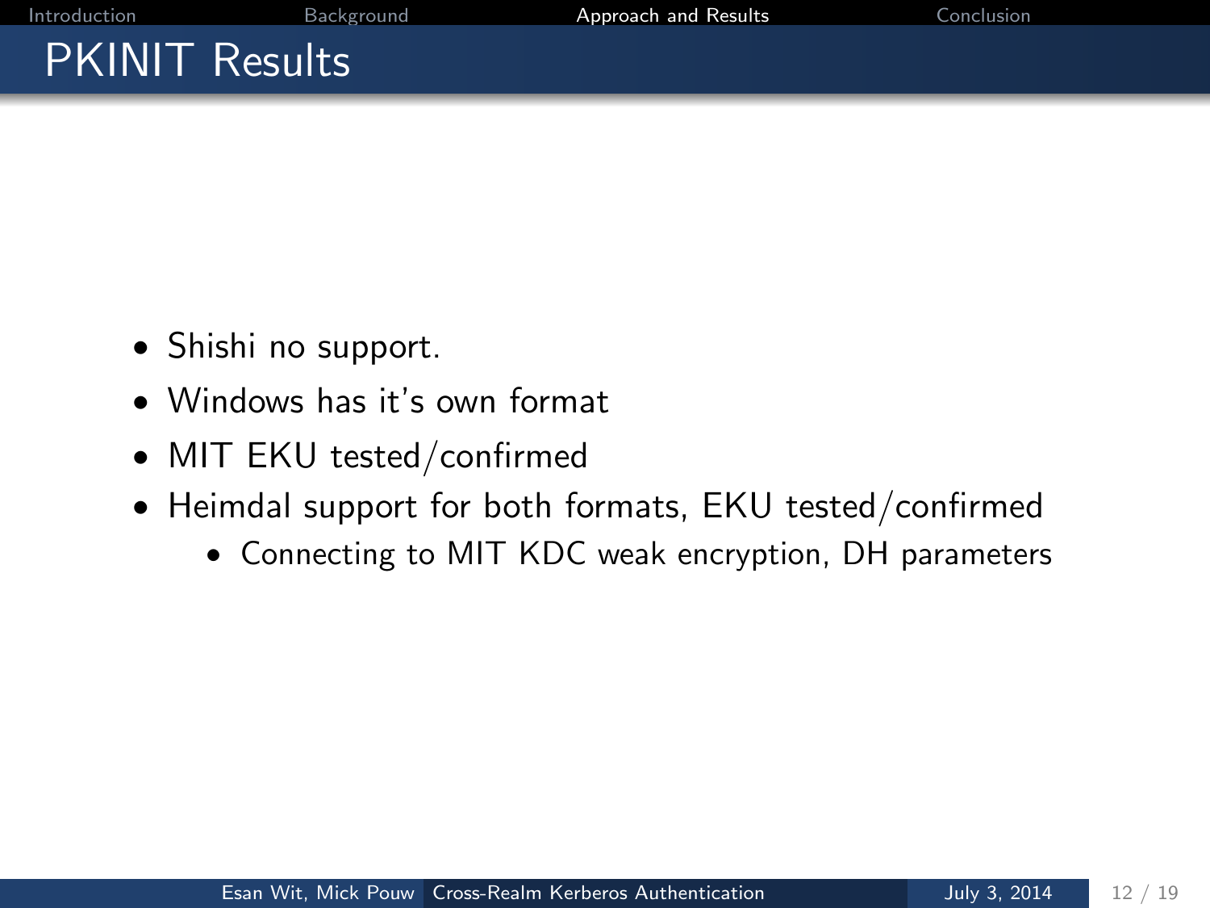# PKINIT Results

- Shishi no support.
- Windows has it's own format
- MIT EKU tested/confirmed
- Heimdal support for both formats, EKU tested/confirmed
  - Connecting to MIT KDC weak encryption, DH parameters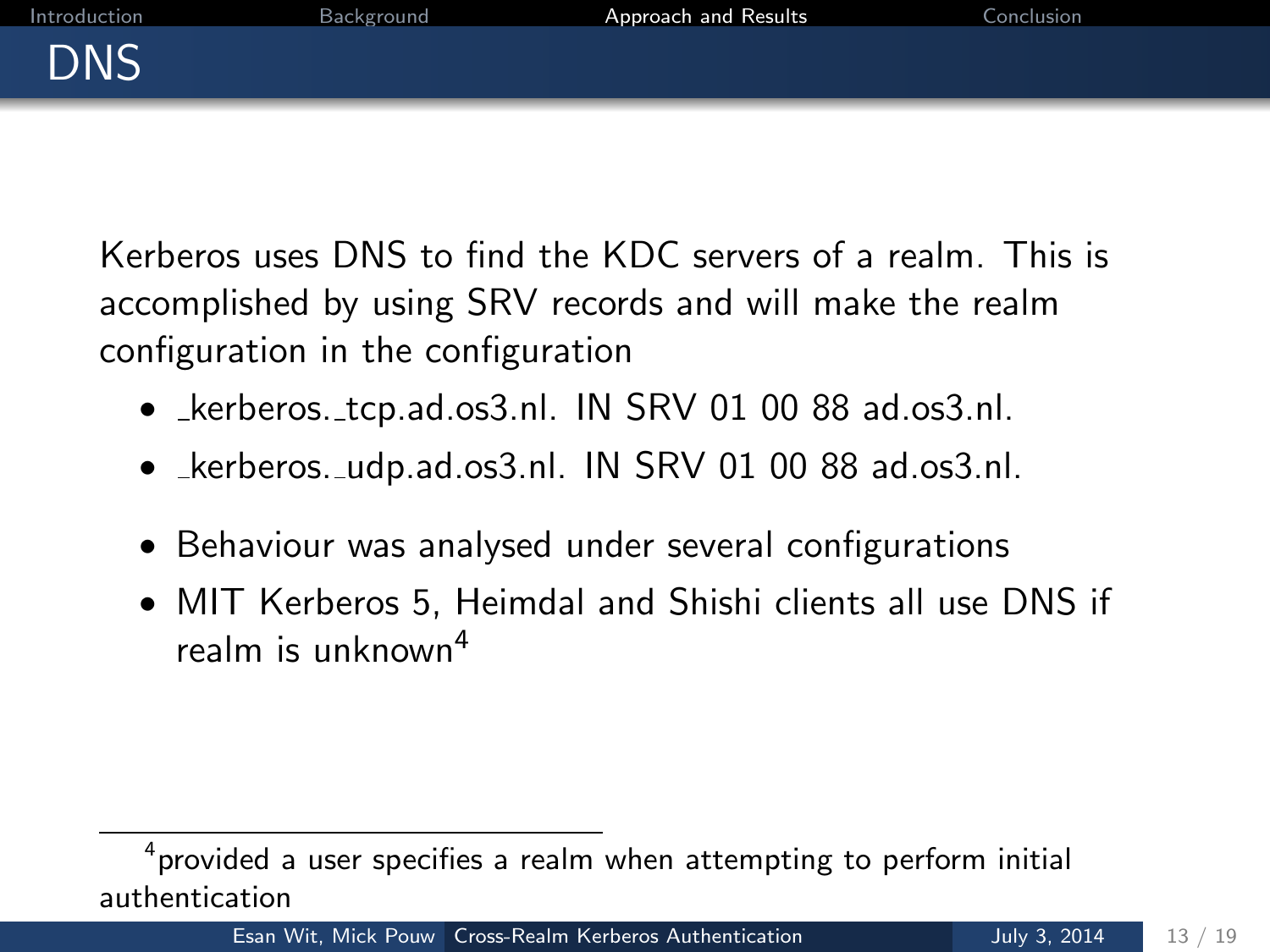# DNS

Kerberos uses DNS to find the KDC servers of a realm. This is accomplished by using SRV records and will make the realm configuration in the configuration

- _kerberos._tcp.ad.os3.nl. IN SRV 01 00 88 ad.os3.nl.
- _kerberos._udp.ad.os3.nl. IN SRV 01 00 88 ad.os3.nl.

- Behaviour was analysed under several configurations
- MIT Kerberos 5, Heimdal and Shishi clients all use DNS if realm is unknown[4]

[4] provided a user specifies a realm when attempting to perform initial authentication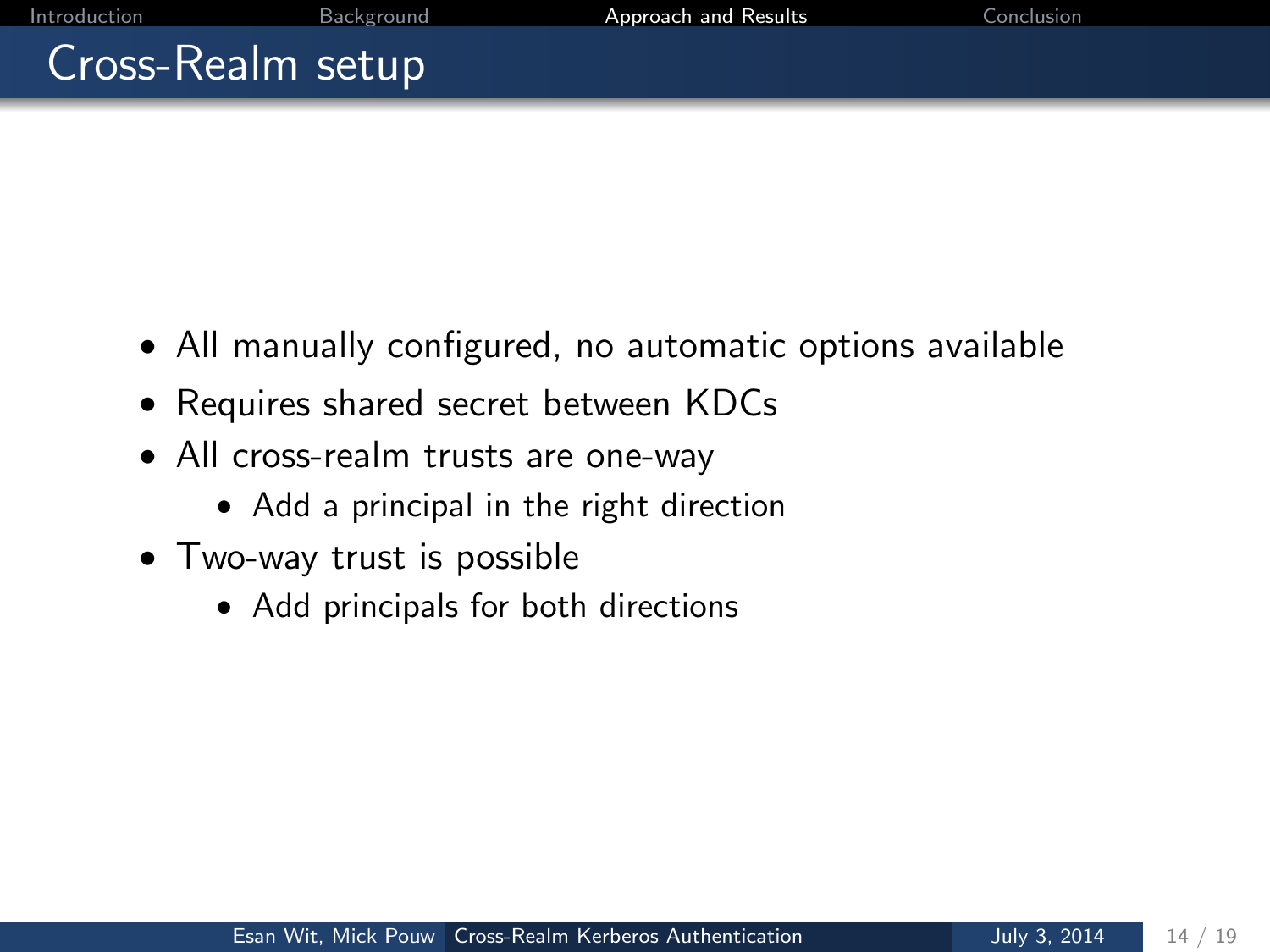# Cross-Realm setup

- All manually configured, no automatic options available
- Requires shared secret between KDCs
- All cross-realm trusts are one-way
  - Add a principal in the right direction
- Two-way trust is possible
  - Add principals for both directions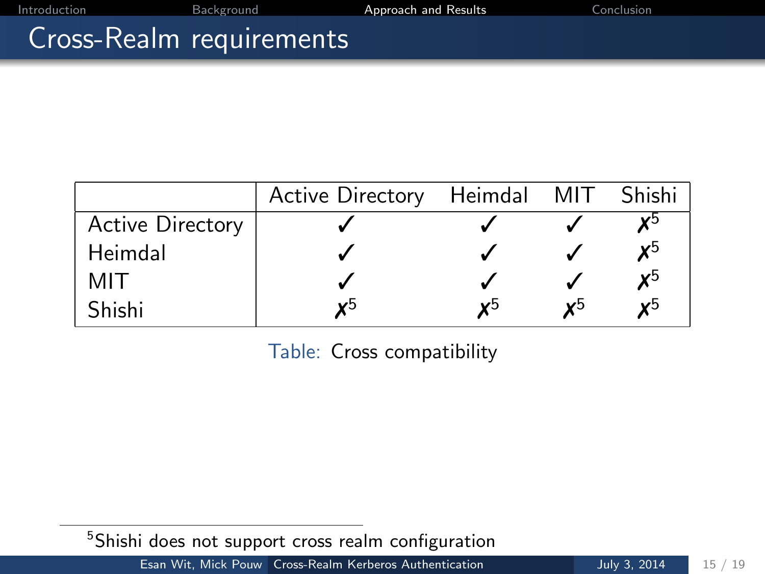# Cross-Realm requirements

| | Active Directory | Heimdal | MIT | Shishi |
|---|---|---|---|---|
| Active Directory | ✓ | ✓ | ✓ | ✗[5] |
| Heimdal | ✓ | ✓ | ✓ | ✗[5] |
| MIT | ✓ | ✓ | ✓ | ✗[5] |
| Shishi | ✗[5] | ✗[5] | ✗[5] | ✗[5] |

Table: Cross compatibility

[5] Shishi does not support cross realm configuration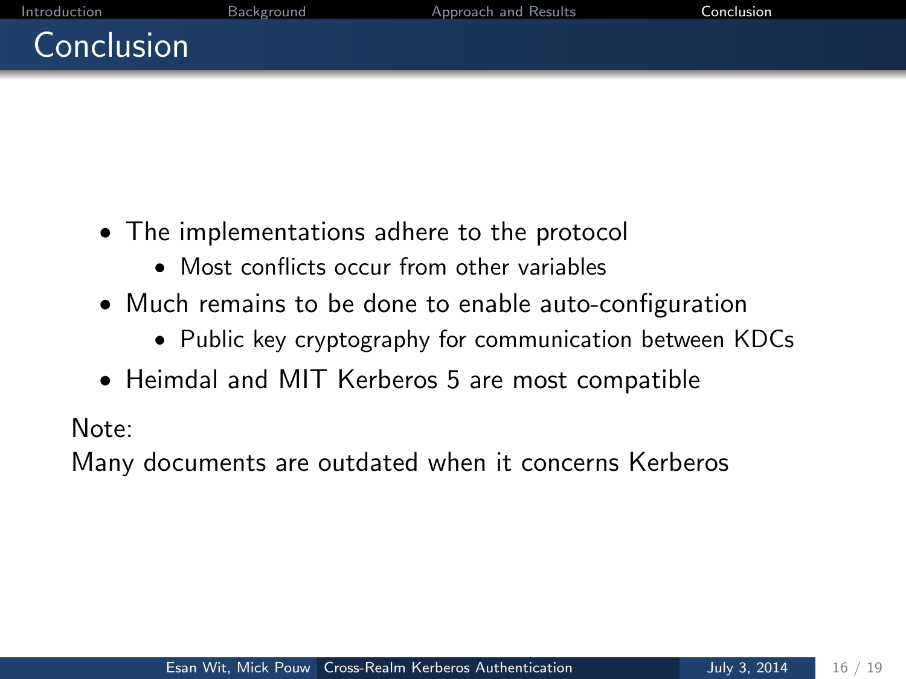# Conclusion

- The implementations adhere to the protocol
  - Most conflicts occur from other variables
- Much remains to be done to enable auto-configuration
  - Public key cryptography for communication between KDCs
- Heimdal and MIT Kerberos 5 are most compatible

Note:
Many documents are outdated when it concerns Kerberos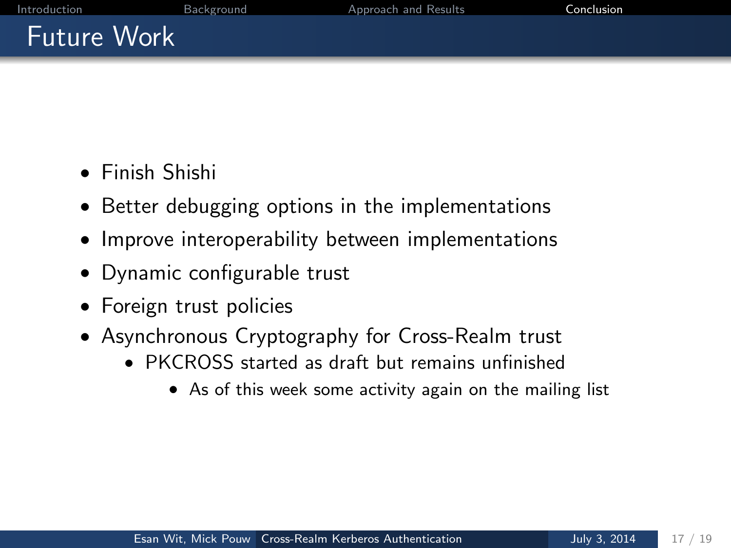# Future Work

- Finish Shishi
- Better debugging options in the implementations
- Improve interoperability between implementations
- Dynamic configurable trust
- Foreign trust policies
- Asynchronous Cryptography for Cross-Realm trust
  - PKCROSS started as draft but remains unfinished
    - As of this week some activity again on the mailing list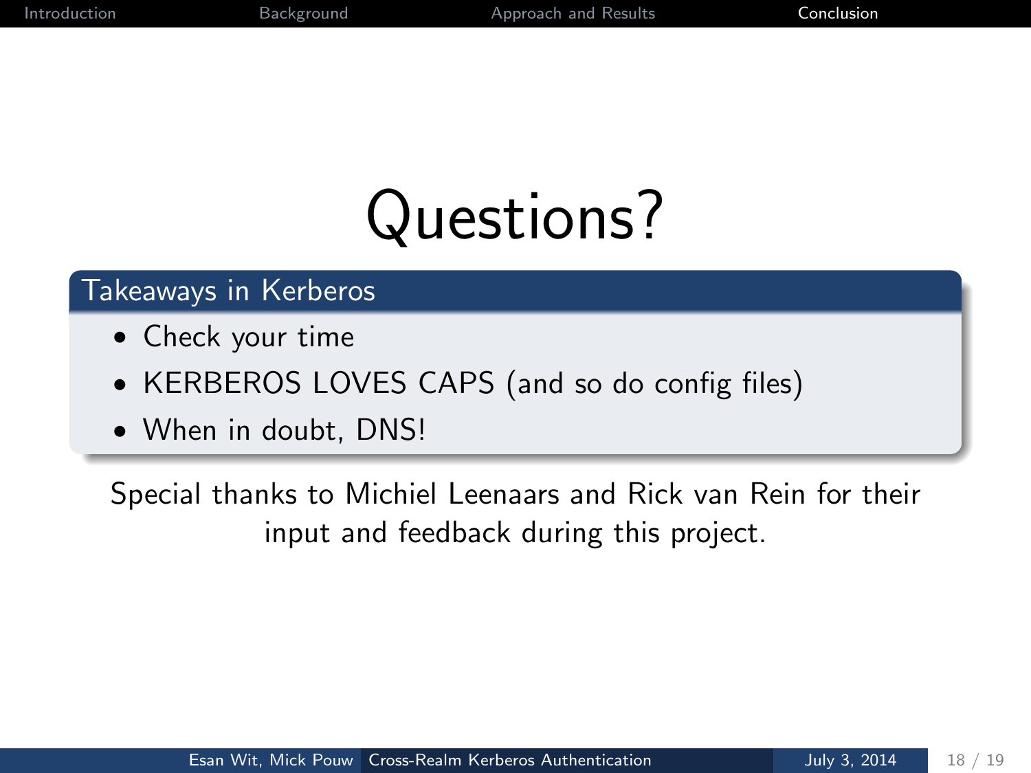# Questions?

## Takeaways in Kerberos

- Check your time
- KERBEROS LOVES CAPS (and so do config files)
- When in doubt, DNS!

Special thanks to Michiel Leenaars and Rick van Rein for their input and feedback during this project.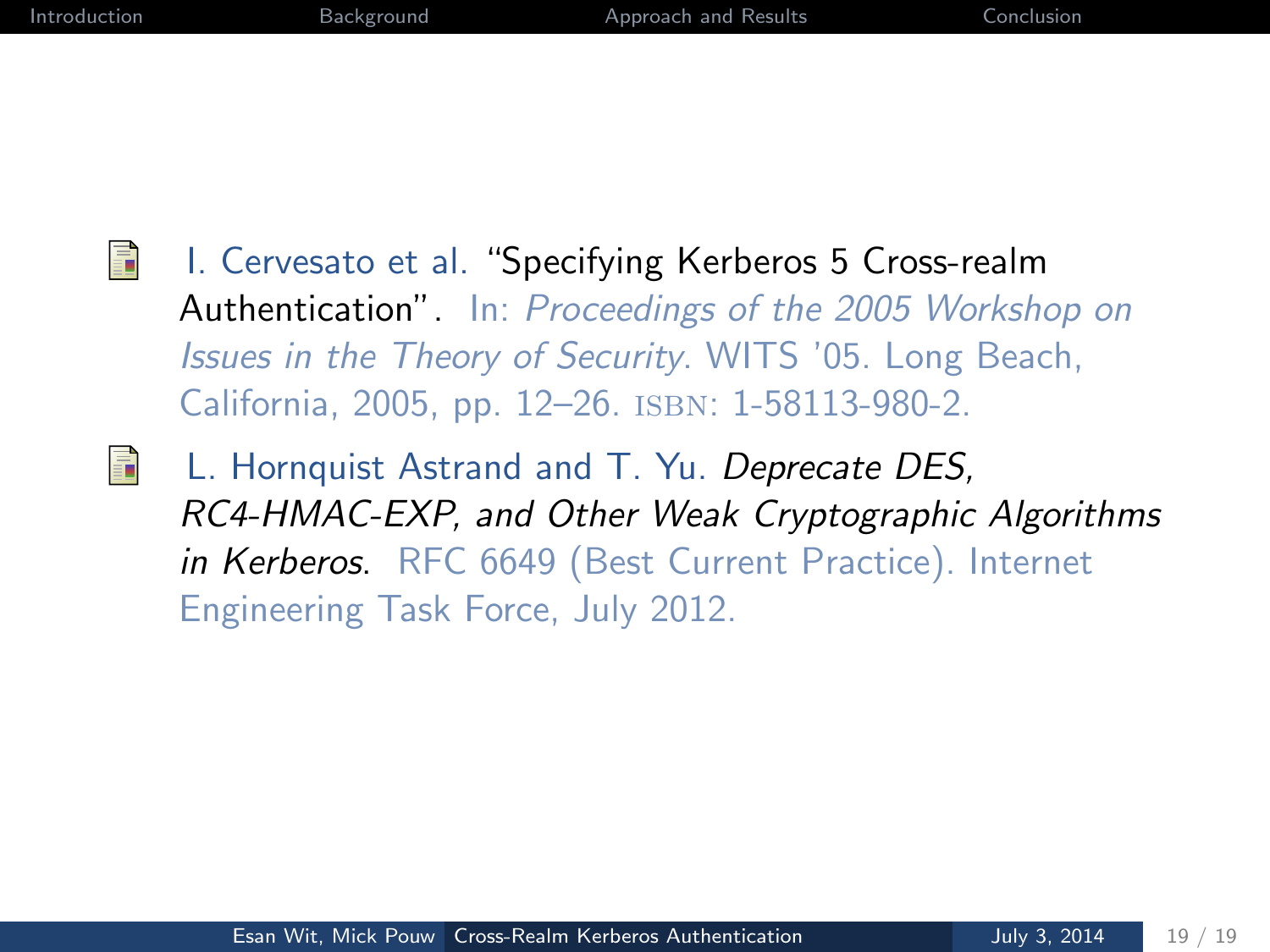- I. Cervesato et al. "Specifying Kerberos 5 Cross-realm Authentication". In: *Proceedings of the 2005 Workshop on Issues in the Theory of Security*. WITS '05. Long Beach, California, 2005, pp. 12–26. ISBN: 1-58113-980-2.

- L. Hornquist Astrand and T. Yu. *Deprecate DES, RC4-HMAC-EXP, and Other Weak Cryptographic Algorithms in Kerberos*. RFC 6649 (Best Current Practice). Internet Engineering Task Force, July 2012.